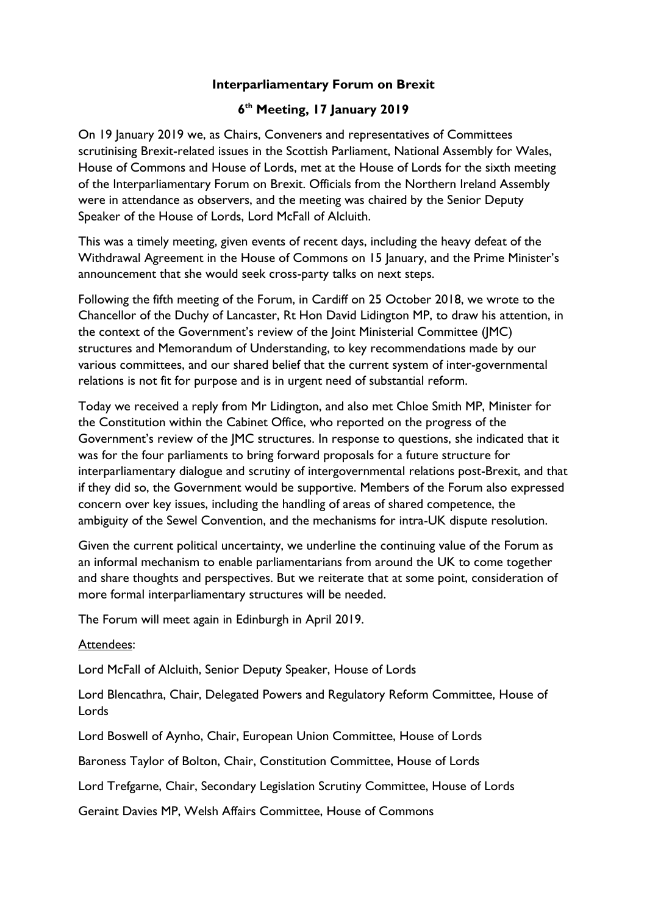**Interparliamentary Forum on Brexit**

**6th Meeting, 17 January 2019**

On 19 January 2019 we, as Chairs, Conveners and representatives of Committees scrutinising Brexit-related issues in the Scottish Parliament, National Assembly for Wales, House of Commons and House of Lords, met at the House of Lords for the sixth meeting of the Interparliamentary Forum on Brexit. Officials from the Northern Ireland Assembly were in attendance as observers, and the meeting was chaired by the Senior Deputy Speaker of the House of Lords, Lord McFall of Alcluith.

This was a timely meeting, given events of recent days, including the heavy defeat of the Withdrawal Agreement in the House of Commons on 15 January, and the Prime Minister's announcement that she would seek cross-party talks on next steps.

Following the fifth meeting of the Forum, in Cardiff on 25 October 2018, we wrote to the Chancellor of the Duchy of Lancaster, Rt Hon David Lidington MP, to draw his attention, in the context of the Government's review of the Joint Ministerial Committee (JMC) structures and Memorandum of Understanding, to key recommendations made by our various committees, and our shared belief that the current system of inter-governmental relations is not fit for purpose and is in urgent need of substantial reform.

Today we received a reply from Mr Lidington, and also met Chloe Smith MP, Minister for the Constitution within the Cabinet Office, who reported on the progress of the Government's review of the JMC structures. In response to questions, she indicated that it was for the four parliaments to bring forward proposals for a future structure for interparliamentary dialogue and scrutiny of intergovernmental relations post-Brexit, and that if they did so, the Government would be supportive. Members of the Forum also expressed concern over key issues, including the handling of areas of shared competence, the ambiguity of the Sewel Convention, and the mechanisms for intra-UK dispute resolution.

Given the current political uncertainty, we underline the continuing value of the Forum as an informal mechanism to enable parliamentarians from around the UK to come together and share thoughts and perspectives. But we reiterate that at some point, consideration of more formal interparliamentary structures will be needed.

The Forum will meet again in Edinburgh in April 2019.

Attendees:

Lord McFall of Alcluith, Senior Deputy Speaker, House of Lords

Lord Blencathra, Chair, Delegated Powers and Regulatory Reform Committee, House of Lords

Lord Boswell of Aynho, Chair, European Union Committee, House of Lords

Baroness Taylor of Bolton, Chair, Constitution Committee, House of Lords

Lord Trefgarne, Chair, Secondary Legislation Scrutiny Committee, House of Lords

Geraint Davies MP, Welsh Affairs Committee, House of Commons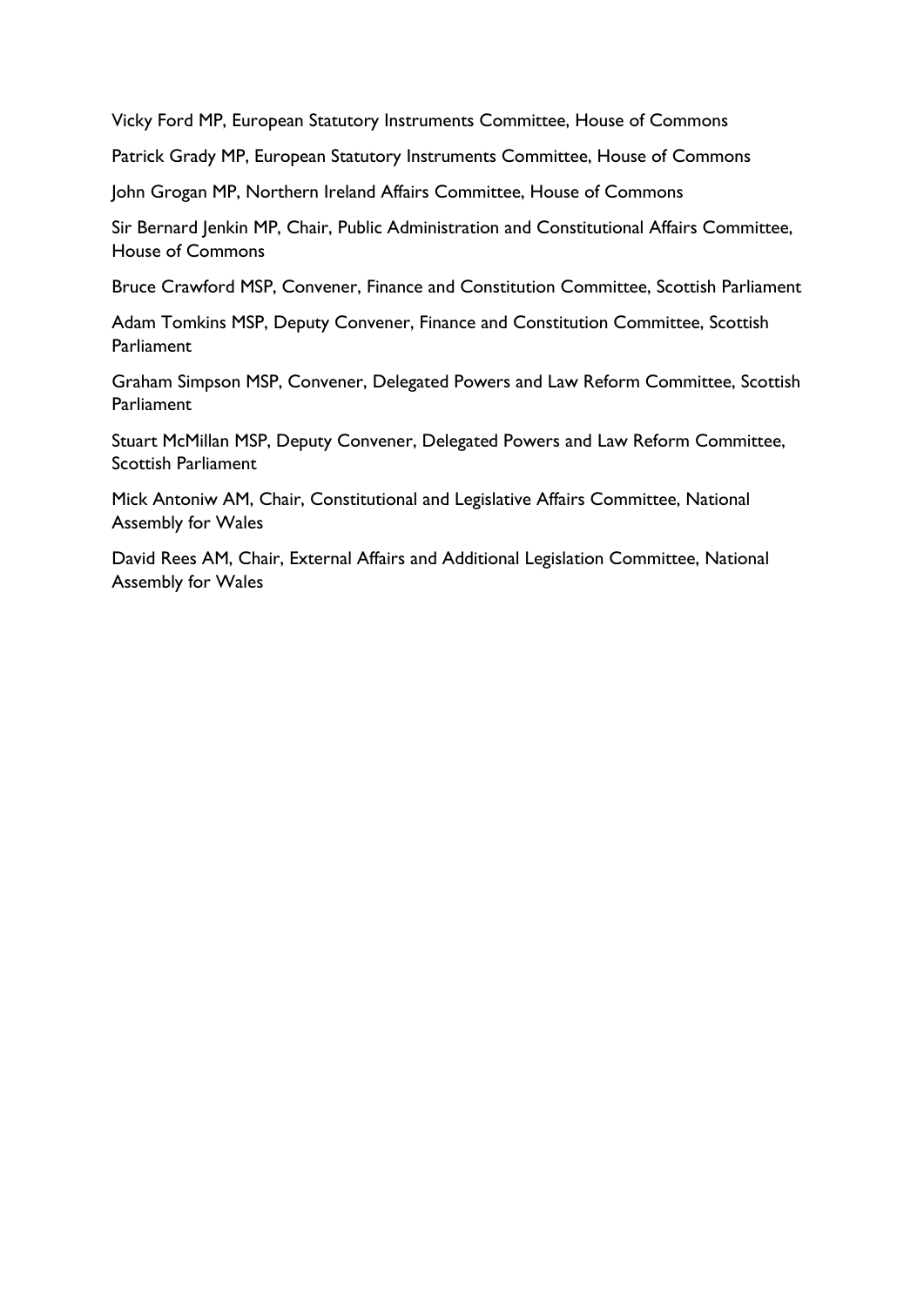Vicky Ford MP, European Statutory Instruments Committee, House of Commons

Patrick Grady MP, European Statutory Instruments Committee, House of Commons

John Grogan MP, Northern Ireland Affairs Committee, House of Commons

Sir Bernard Jenkin MP, Chair, Public Administration and Constitutional Affairs Committee, House of Commons

Bruce Crawford MSP, Convener, Finance and Constitution Committee, Scottish Parliament

Adam Tomkins MSP, Deputy Convener, Finance and Constitution Committee, Scottish Parliament

Graham Simpson MSP, Convener, Delegated Powers and Law Reform Committee, Scottish Parliament

Stuart McMillan MSP, Deputy Convener, Delegated Powers and Law Reform Committee, Scottish Parliament

Mick Antoniw AM, Chair, Constitutional and Legislative Affairs Committee, National Assembly for Wales

David Rees AM, Chair, External Affairs and Additional Legislation Committee, National Assembly for Wales